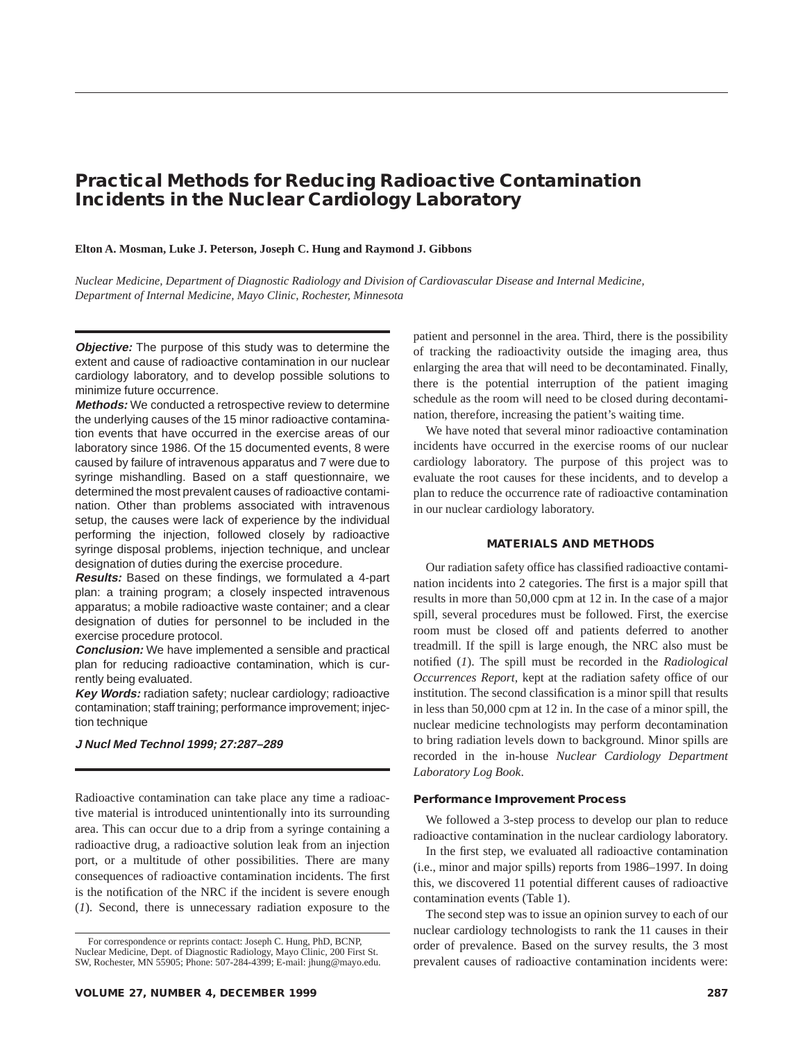# Practical Methods for Reducing Radioactive Contamination Incidents in the Nuclear Cardiology Laboratory

**Elton A. Mosman, Luke J. Peterson, Joseph C. Hung and Raymond J. Gibbons**

*Nuclear Medicine, Department of Diagnostic Radiology and Division of Cardiovascular Disease and Internal Medicine, Department of Internal Medicine, Mayo Clinic, Rochester, Minnesota*

***Objective:*** The purpose of this study was to determine the extent and cause of radioactive contamination in our nuclear cardiology laboratory, and to develop possible solutions to minimize future occurrence.

***Methods:*** We conducted a retrospective review to determine the underlying causes of the 15 minor radioactive contamination events that have occurred in the exercise areas of our laboratory since 1986. Of the 15 documented events, 8 were caused by failure of intravenous apparatus and 7 were due to syringe mishandling. Based on a staff questionnaire, we determined the most prevalent causes of radioactive contamination. Other than problems associated with intravenous setup, the causes were lack of experience by the individual performing the injection, followed closely by radioactive syringe disposal problems, injection technique, and unclear designation of duties during the exercise procedure.

***Results:*** Based on these findings, we formulated a 4-part plan: a training program; a closely inspected intravenous apparatus; a mobile radioactive waste container; and a clear designation of duties for personnel to be included in the exercise procedure protocol.

***Conclusion:*** We have implemented a sensible and practical plan for reducing radioactive contamination, which is currently being evaluated.

***Key Words:*** radiation safety; nuclear cardiology; radioactive contamination; staff training; performance improvement; injection technique

***J Nucl Med Technol 1999; 27:287–289***

Radioactive contamination can take place any time a radioactive material is introduced unintentionally into its surrounding area. This can occur due to a drip from a syringe containing a radioactive drug, a radioactive solution leak from an injection port, or a multitude of other possibilities. There are many consequences of radioactive contamination incidents. The first is the notification of the NRC if the incident is severe enough (*1*). Second, there is unnecessary radiation exposure to the patient and personnel in the area. Third, there is the possibility of tracking the radioactivity outside the imaging area, thus enlarging the area that will need to be decontaminated. Finally, there is the potential interruption of the patient imaging schedule as the room will need to be closed during decontamination, therefore, increasing the patient's waiting time.

We have noted that several minor radioactive contamination incidents have occurred in the exercise rooms of our nuclear cardiology laboratory. The purpose of this project was to evaluate the root causes for these incidents, and to develop a plan to reduce the occurrence rate of radioactive contamination in our nuclear cardiology laboratory.

## MATERIALS AND METHODS

Our radiation safety office has classified radioactive contamination incidents into 2 categories. The first is a major spill that results in more than 50,000 cpm at 12 in. In the case of a major spill, several procedures must be followed. First, the exercise room must be closed off and patients deferred to another treadmill. If the spill is large enough, the NRC also must be notified (*1*). The spill must be recorded in the *Radiological Occurrences Report,* kept at the radiation safety office of our institution. The second classification is a minor spill that results in less than 50,000 cpm at 12 in. In the case of a minor spill, the nuclear medicine technologists may perform decontamination to bring radiation levels down to background. Minor spills are recorded in the in-house *Nuclear Cardiology Department Laboratory Log Book*.

### Performance Improvement Process

We followed a 3-step process to develop our plan to reduce radioactive contamination in the nuclear cardiology laboratory.

In the first step, we evaluated all radioactive contamination (i.e., minor and major spills) reports from 1986–1997. In doing this, we discovered 11 potential different causes of radioactive contamination events (Table 1).

The second step was to issue an opinion survey to each of our nuclear cardiology technologists to rank the 11 causes in their order of prevalence. Based on the survey results, the 3 most prevalent causes of radioactive contamination incidents were:

For correspondence or reprints contact: Joseph C. Hung, PhD, BCNP, Nuclear Medicine, Dept. of Diagnostic Radiology, Mayo Clinic, 200 First St. SW, Rochester, MN 55905; Phone: 507-284-4399; E-mail: jhung@mayo.edu.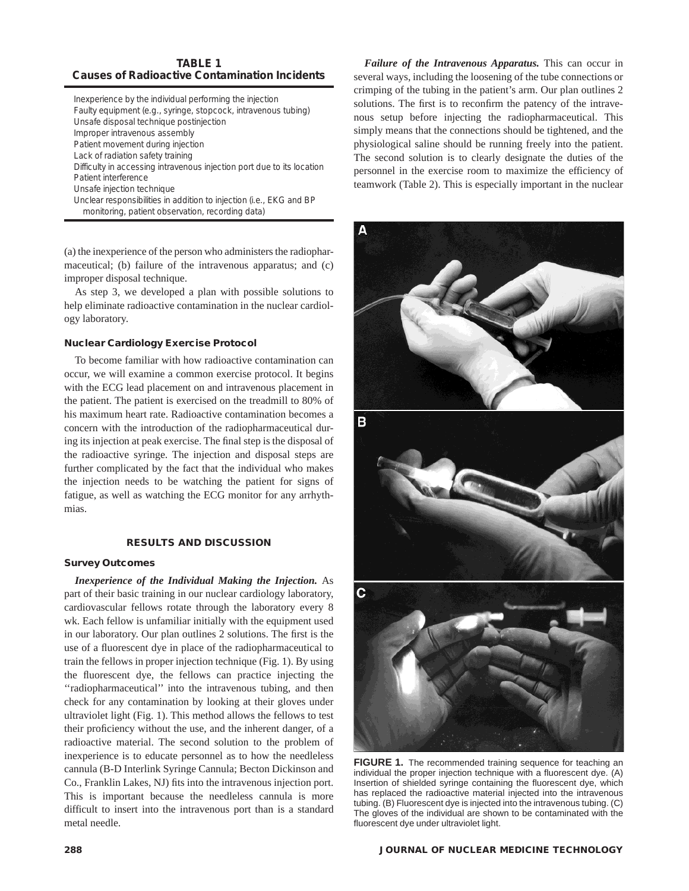**TABLE 1**
**Causes of Radioactive Contamination Incidents**

| |
|---|
| Inexperience by the individual performing the injection |
| Faulty equipment (e.g., syringe, stopcock, intravenous tubing) |
| Unsafe disposal technique postinjection |
| Improper intravenous assembly |
| Patient movement during injection |
| Lack of radiation safety training |
| Difficulty in accessing intravenous injection port due to its location |
| Patient interference |
| Unsafe injection technique |
| Unclear responsibilities in addition to injection (i.e., EKG and BP monitoring, patient observation, recording data) |

(a) the inexperience of the person who administers the radiopharmaceutical; (b) failure of the intravenous apparatus; and (c) improper disposal technique.

As step 3, we developed a plan with possible solutions to help eliminate radioactive contamination in the nuclear cardiology laboratory.

### Nuclear Cardiology Exercise Protocol

To become familiar with how radioactive contamination can occur, we will examine a common exercise protocol. It begins with the ECG lead placement on and intravenous placement in the patient. The patient is exercised on the treadmill to 80% of his maximum heart rate. Radioactive contamination becomes a concern with the introduction of the radiopharmaceutical during its injection at peak exercise. The final step is the disposal of the radioactive syringe. The injection and disposal steps are further complicated by the fact that the individual who makes the injection needs to be watching the patient for signs of fatigue, as well as watching the ECG monitor for any arrhythmias.

## RESULTS AND DISCUSSION

### Survey Outcomes

***Inexperience of the Individual Making the Injection.*** As part of their basic training in our nuclear cardiology laboratory, cardiovascular fellows rotate through the laboratory every 8 wk. Each fellow is unfamiliar initially with the equipment used in our laboratory. Our plan outlines 2 solutions. The first is the use of a fluorescent dye in place of the radiopharmaceutical to train the fellows in proper injection technique (Fig. 1). By using the fluorescent dye, the fellows can practice injecting the ''radiopharmaceutical'' into the intravenous tubing, and then check for any contamination by looking at their gloves under ultraviolet light (Fig. 1). This method allows the fellows to test their proficiency without the use, and the inherent danger, of a radioactive material. The second solution to the problem of inexperience is to educate personnel as to how the needleless cannula (B-D Interlink Syringe Cannula; Becton Dickinson and Co., Franklin Lakes, NJ) fits into the intravenous injection port. This is important because the needleless cannula is more difficult to insert into the intravenous port than is a standard metal needle.

***Failure of the Intravenous Apparatus.*** This can occur in several ways, including the loosening of the tube connections or crimping of the tubing in the patient's arm. Our plan outlines 2 solutions. The first is to reconfirm the patency of the intravenous setup before injecting the radiopharmaceutical. This simply means that the connections should be tightened, and the physiological saline should be running freely into the patient. The second solution is to clearly designate the duties of the personnel in the exercise room to maximize the efficiency of teamwork (Table 2). This is especially important in the nuclear

**FIGURE 1.** The recommended training sequence for teaching an individual the proper injection technique with a fluorescent dye. (A) Insertion of shielded syringe containing the fluorescent dye, which has replaced the radioactive material injected into the intravenous tubing. (B) Fluorescent dye is injected into the intravenous tubing. (C) The gloves of the individual are shown to be contaminated with the fluorescent dye under ultraviolet light.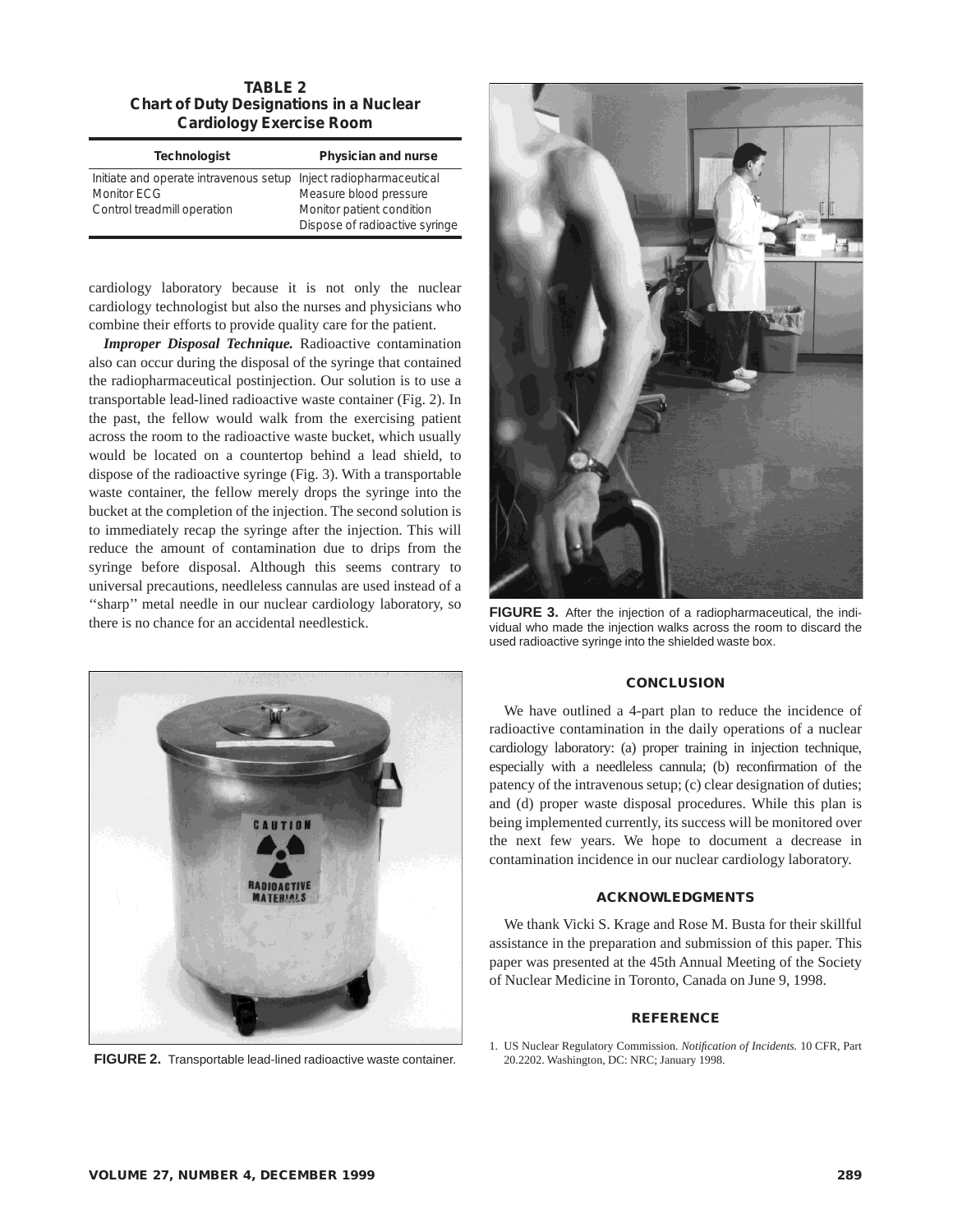**TABLE 2**
**Chart of Duty Designations in a Nuclear Cardiology Exercise Room**

| Technologist | Physician and nurse |
|---|---|
| Initiate and operate intravenous setup | Inject radiopharmaceutical |
| Monitor ECG | Measure blood pressure |
| Control treadmill operation | Monitor patient condition |
| | Dispose of radioactive syringe |

cardiology laboratory because it is not only the nuclear cardiology technologist but also the nurses and physicians who combine their efforts to provide quality care for the patient.

***Improper Disposal Technique.*** Radioactive contamination also can occur during the disposal of the syringe that contained the radiopharmaceutical postinjection. Our solution is to use a transportable lead-lined radioactive waste container (Fig. 2). In the past, the fellow would walk from the exercising patient across the room to the radioactive waste bucket, which usually would be located on a countertop behind a lead shield, to dispose of the radioactive syringe (Fig. 3). With a transportable waste container, the fellow merely drops the syringe into the bucket at the completion of the injection. The second solution is to immediately recap the syringe after the injection. This will reduce the amount of contamination due to drips from the syringe before disposal. Although this seems contrary to universal precautions, needleless cannulas are used instead of a ''sharp'' metal needle in our nuclear cardiology laboratory, so there is no chance for an accidental needlestick.

**FIGURE 2.** Transportable lead-lined radioactive waste container.

**FIGURE 3.** After the injection of a radiopharmaceutical, the individual who made the injection walks across the room to discard the used radioactive syringe into the shielded waste box.

## CONCLUSION

We have outlined a 4-part plan to reduce the incidence of radioactive contamination in the daily operations of a nuclear cardiology laboratory: (a) proper training in injection technique, especially with a needleless cannula; (b) reconfirmation of the patency of the intravenous setup; (c) clear designation of duties; and (d) proper waste disposal procedures. While this plan is being implemented currently, its success will be monitored over the next few years. We hope to document a decrease in contamination incidence in our nuclear cardiology laboratory.

## ACKNOWLEDGMENTS

We thank Vicki S. Krage and Rose M. Busta for their skillful assistance in the preparation and submission of this paper. This paper was presented at the 45th Annual Meeting of the Society of Nuclear Medicine in Toronto, Canada on June 9, 1998.

## REFERENCE

1. US Nuclear Regulatory Commission. *Notification of Incidents.* 10 CFR, Part 20.2202. Washington, DC: NRC; January 1998.